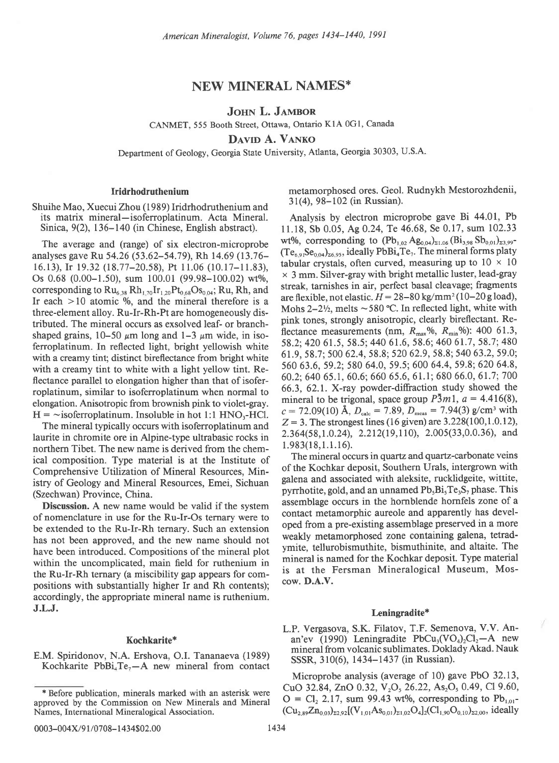# NEW MINERAL NAMES*

**John L. Jambor**

CANMET, 555 Booth Street, Ottawa, Ontario K1A 0G1, Canada

**David A. Vanko**

Department of Geology, Georgia State University, Atlanta, Georgia 30303, U.S.A.

### Iridrhodruthenium

Shuihe Mao, Xuecui Zhou (1989) Iridrhodruthenium and its matrix mineral—isoferroplatinum. Acta Mineral. Sinica, 9(2), 136–140 (in Chinese, English abstract).

The average and (range) of six electron-microprobe analyses gave Ru 54.26 (53.62–54.79), Rh 14.69 (13.76–16.13), Ir 19.32 (18.77–20.58), Pt 11.06 (10.17–11.83), Os 0.68 (0.00–1.50), sum 100.01 (99.98–100.02) wt%, corresponding to $Ru_{6.38}Rh_{1.70}Ir_{1.20}Pt_{0.68}Os_{0.04}$; Ru, Rh, and Ir each >10 atomic %, and the mineral therefore is a three-element alloy. Ru-Ir-Rh-Pt are homogeneously distributed. The mineral occurs as exsolved leaf- or branch-shaped grains, 10–50 μm long and 1–3 μm wide, in isoferroplatinum. In reflected light, bright yellowish white with a creamy tint; distinct bireflectance from bright white with a creamy tint to white with a light yellow tint. Reflectance parallel to elongation higher than that of isoferroplatinum, similar to isoferroplatinum when normal to elongation. Anisotropic from brownish pink to violet-gray. H = ~isoferroplatinum. Insoluble in hot 1:1 $HNO_3$-HCl.

The mineral typically occurs with isoferroplatinum and laurite in chromite ore in Alpine-type ultrabasic rocks in northern Tibet. The new name is derived from the chemical composition. Type material is at the Institute of Comprehensive Utilization of Mineral Resources, Ministry of Geology and Mineral Resources, Emei, Sichuan (Szechwan) Province, China.

**Discussion.** A new name would be valid if the system of nomenclature in use for the Ru-Ir-Os ternary were to be extended to the Ru-Ir-Rh ternary. Such an extension has not been approved, and the new name should not have been introduced. Compositions of the mineral plot within the uncomplicated, main field for ruthenium in the Ru-Ir-Rh ternary (a miscibility gap appears for compositions with substantially higher Ir and Rh contents); accordingly, the appropriate mineral name is ruthenium. **J.L.J.**

### Kochkarite*

E.M. Spiridonov, N.A. Ershova, O.I. Tananaeva (1989) Kochkarite $PbBi_4Te_7$—A new mineral from contact metamorphosed ores. Geol. Rudnykh Mestorozhdenii, 31(4), 98–102 (in Russian).

Analysis by electron microprobe gave Bi 44.01, Pb 11.18, Sb 0.05, Ag 0.24, Te 46.68, Se 0.17, sum 102.33 wt%, corresponding to $(Pb_{1.02}Ag_{0.04})_{\Sigma 1.06}(Bi_{3.98}Sb_{0.01})_{\Sigma 3.99}(Te_{6.91}Se_{0.04})_{\Sigma 6.95}$, ideally $PbBi_4Te_7$. The mineral forms platy tabular crystals, often curved, measuring up to 10 × 10 × 3 mm. Silver-gray with bright metallic luster, lead-gray streak, tarnishes in air, perfect basal cleavage; fragments are flexible, not elastic. $H$ = 28–80 kg/mm² (10–20 g load), Mohs 2–2½, melts ~580 °C. In reflected light, white with pink tones, strongly anisotropic, clearly bireflectant. Reflectance measurements (nm, $R_{max}$%, $R_{min}$%): 400 61.3, 58.2; 420 61.5, 58.5; 440 61.6, 58.6; 460 61.7, 58.7; 480 61.9, 58.7; 500 62.4, 58.8; 520 62.9, 58.8; 540 63.2, 59.0; 560 63.6, 59.2; 580 64.0, 59.5; 600 64.4, 59.8; 620 64.8, 60.2; 640 65.1, 60.6; 660 65.6, 61.1; 680 66.0, 61.7; 700 66.3, 62.1. X-ray powder-diffraction study showed the mineral to be trigonal, space group $P\bar{3}m1$, $a$ = 4.416(8), $c$ = 72.09(10) Å, $D_{calc}$ = 7.89, $D_{meas}$ = 7.94(3) g/cm³ with $Z$ = 3. The strongest lines (16 given) are 3.228(100,1.0.12), 2.364(58,1.0.24), 2.212(19,110), 2.005(33,0.0.36), and 1.983(18,1.1.16).

The mineral occurs in quartz and quartz-carbonate veins of the Kochkar deposit, Southern Urals, intergrown with galena and associated with aleksite, rucklidgeite, wittite, pyrrhotite, gold, and an unnamed $Pb_5Bi_5Te_3S_7$ phase. This assemblage occurs in the hornblende hornfels zone of a contact metamorphic aureole and apparently has developed from a pre-existing assemblage preserved in a more weakly metamorphosed zone containing galena, tetradymite, tellurobismuthite, bismuthinite, and altaite. The mineral is named for the Kochkar deposit. Type material is at the Fersman Mineralogical Museum, Moscow. **D.A.V.**

### Leningradite*

L.P. Vergasova, S.K. Filatov, T.F. Semenova, V.V. Anan'ev (1990) Leningradite $PbCu_3(VO_4)_2Cl_2$—A new mineral from volcanic sublimates. Doklady Akad. Nauk SSSR, 310(6), 1434–1437 (in Russian).

Microprobe analysis (average of 10) gave PbO 32.13, CuO 32.84, ZnO 0.32, $V_2O_5$ 26.22, $As_2O_5$ 0.49, Cl 9.60, O ≡ $Cl_2$ 2.17, sum 99.43 wt%, corresponding to $Pb_{1.01}(Cu_{2.89}Zn_{0.03})_{\Sigma 2.92}[(V_{1.01}As_{0.01})_{\Sigma 1.02}O_4]_2(Cl_{1.90}O_{0.10})_{\Sigma 2.00}$, ideally

\* Before publication, minerals marked with an asterisk were approved by the Commission on New Minerals and Mineral Names, International Mineralogical Association.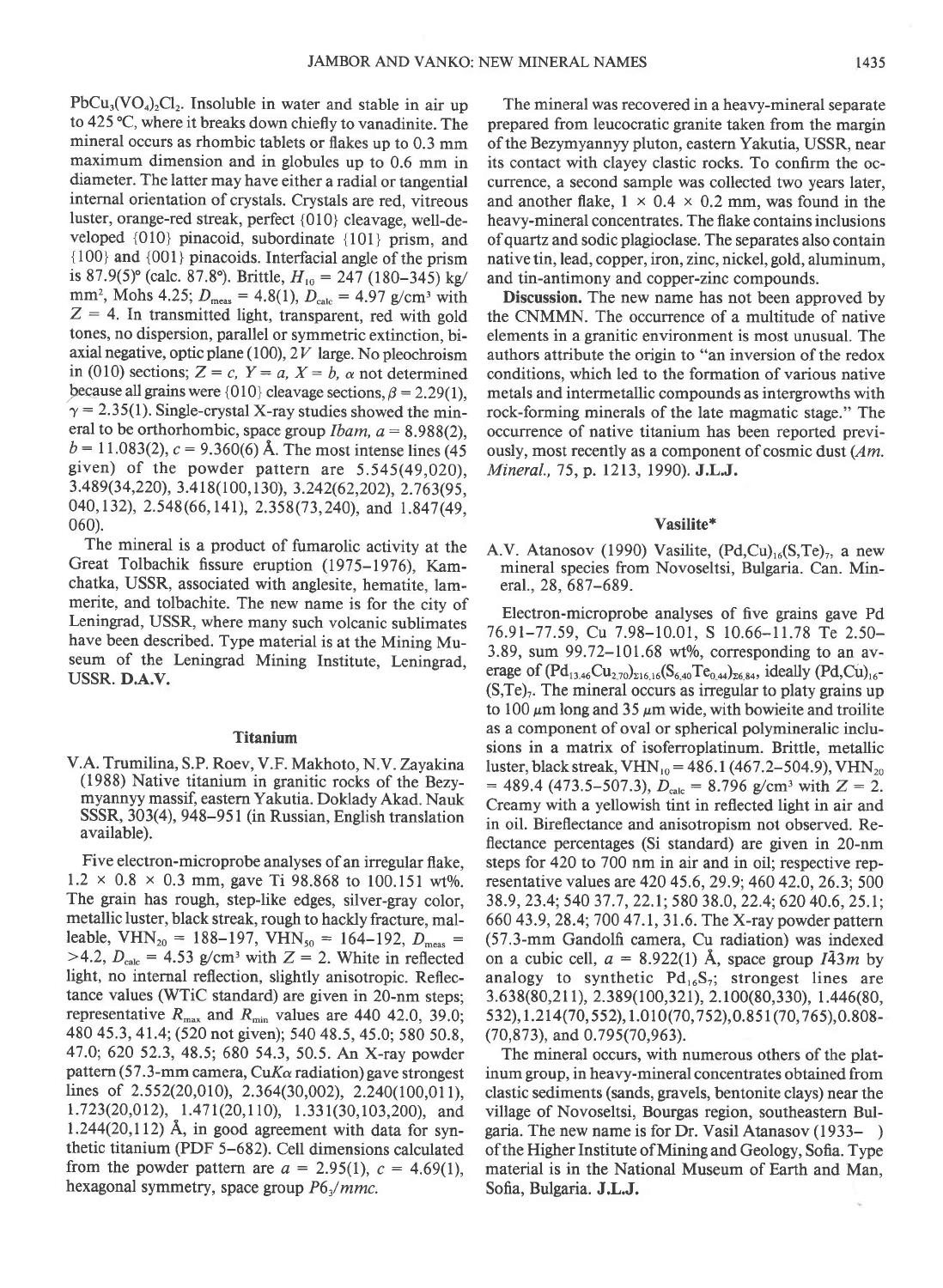$PbCu_3(VO_4)_2Cl_2$. Insoluble in water and stable in air up to 425 °C, where it breaks down chiefly to vanadinite. The mineral occurs as rhombic tablets or flakes up to 0.3 mm maximum dimension and in globules up to 0.6 mm in diameter. The latter may have either a radial or tangential internal orientation of crystals. Crystals are red, vitreous luster, orange-red streak, perfect {010} cleavage, well-developed {010} pinacoid, subordinate {101} prism, and {100} and {001} pinacoids. Interfacial angle of the prism is 87.9(5)° (calc. 87.8°). Brittle, $H_{10}$ = 247 (180–345) kg/mm², Mohs 4.25; $D_{meas}$ = 4.8(1), $D_{calc}$ = 4.97 g/cm³ with $Z$ = 4. In transmitted light, transparent, red with gold tones, no dispersion, parallel or symmetric extinction, biaxial negative, optic plane (100), 2$V$ large. No pleochroism in (010) sections; $Z = c$, $Y = a$, $X = b$, $\alpha$ not determined because all grains were {010} cleavage sections, $\beta$ = 2.29(1), $\gamma$ = 2.35(1). Single-crystal X-ray studies showed the mineral to be orthorhombic, space group *Ibam*, $a$ = 8.988(2), $b$ = 11.083(2), $c$ = 9.360(6) Å. The most intense lines (45 given) of the powder pattern are 5.545(49,020), 3.489(34,220), 3.418(100,130), 3.242(62,202), 2.763(95, 040,132), 2.548(66,141), 2.358(73,240), and 1.847(49, 060).

The mineral is a product of fumarolic activity at the Great Tolbachik fissure eruption (1975–1976), Kamchatka, USSR, associated with anglesite, hematite, lammerite, and tolbachite. The new name is for the city of Leningrad, USSR, where many such volcanic sublimates have been described. Type material is at the Mining Museum of the Leningrad Mining Institute, Leningrad, USSR. **D.A.V.**

## Titanium

V.A. Trumilina, S.P. Roev, V.F. Makhoto, N.V. Zayakina (1988) Native titanium in granitic rocks of the Bezymyannyy massif, eastern Yakutia. Doklady Akad. Nauk SSSR, 303(4), 948–951 (in Russian, English translation available).

Five electron-microprobe analyses of an irregular flake, 1.2 × 0.8 × 0.3 mm, gave Ti 98.868 to 100.151 wt%. The grain has rough, step-like edges, silver-gray color, metallic luster, black streak, rough to hackly fracture, malleable, $VHN_{20}$ = 188–197, $VHN_{50}$ = 164–192, $D_{meas}$ = >4.2, $D_{calc}$ = 4.53 g/cm³ with $Z$ = 2. White in reflected light, no internal reflection, slightly anisotropic. Reflectance values (WTiC standard) are given in 20-nm steps; representative $R_{max}$ and $R_{min}$ values are 440 42.0, 39.0; 480 45.3, 41.4; (520 not given); 540 48.5, 45.0; 580 50.8, 47.0; 620 52.3, 48.5; 680 54.3, 50.5. An X-ray powder pattern (57.3-mm camera, Cu$K\alpha$ radiation) gave strongest lines of 2.552(20,010), 2.364(30,002), 2.240(100,011), 1.723(20,012), 1.471(20,110), 1.331(30,103,200), and 1.244(20,112) Å, in good agreement with data for synthetic titanium (PDF 5–682). Cell dimensions calculated from the powder pattern are $a$ = 2.95(1), $c$ = 4.69(1), hexagonal symmetry, space group $P6_3/mmc$.

The mineral was recovered in a heavy-mineral separate prepared from leucocratic granite taken from the margin of the Bezymyannyy pluton, eastern Yakutia, USSR, near its contact with clayey clastic rocks. To confirm the occurrence, a second sample was collected two years later, and another flake, 1 × 0.4 × 0.2 mm, was found in the heavy-mineral concentrates. The flake contains inclusions of quartz and sodic plagioclase. The separates also contain native tin, lead, copper, iron, zinc, nickel, gold, aluminum, and tin-antimony and copper-zinc compounds.

**Discussion.** The new name has not been approved by the CNMMN. The occurrence of a multitude of native elements in a granitic environment is most unusual. The authors attribute the origin to "an inversion of the redox conditions, which led to the formation of various native metals and intermetallic compounds as intergrowths with rock-forming minerals of the late magmatic stage." The occurrence of native titanium has been reported previously, most recently as a component of cosmic dust (*Am. Mineral.*, 75, p. 1213, 1990). **J.L.J.**

## Vasilite*

A.V. Atanosov (1990) Vasilite, $(Pd,Cu)_{16}(S,Te)_7$, a new mineral species from Novoseltsi, Bulgaria. Can. Mineral., 28, 687–689.

Electron-microprobe analyses of five grains gave Pd 76.91–77.59, Cu 7.98–10.01, S 10.66–11.78 Te 2.50–3.89, sum 99.72–101.68 wt%, corresponding to an average of $(Pd_{13.46}Cu_{2.70})_{\Sigma 16.16}(S_{6.40}Te_{0.44})_{\Sigma 6.84}$, ideally $(Pd,Cu)_{16}(S,Te)_7$. The mineral occurs as irregular to platy grains up to 100 μm long and 35 μm wide, with bowieite and troilite as a component of oval or spherical polymineralic inclusions in a matrix of isoferroplatinum. Brittle, metallic luster, black streak, $VHN_{10}$ = 486.1 (467.2–504.9), $VHN_{20}$ = 489.4 (473.5–507.3), $D_{calc}$ = 8.796 g/cm³ with $Z$ = 2. Creamy with a yellowish tint in reflected light in air and in oil. Bireflectance and anisotropism not observed. Reflectance percentages (Si standard) are given in 20-nm steps for 420 to 700 nm in air and in oil; respective representative values are 420 45.6, 29.9; 460 42.0, 26.3; 500 38.9, 23.4; 540 37.7, 22.1; 580 38.0, 22.4; 620 40.6, 25.1; 660 43.9, 28.4; 700 47.1, 31.6. The X-ray powder pattern (57.3-mm Gandolfi camera, Cu radiation) was indexed on a cubic cell, $a$ = 8.922(1) Å, space group $I\bar{4}3m$ by analogy to synthetic $Pd_{16}S_7$; strongest lines are 3.638(80,211), 2.389(100,321), 2.100(80,330), 1.446(80, 532), 1.214(70,552), 1.010(70,752), 0.851(70,765), 0.808-(70,873), and 0.795(70,963).

The mineral occurs, with numerous others of the platinum group, in heavy-mineral concentrates obtained from clastic sediments (sands, gravels, bentonite clays) near the village of Novoseltsi, Bourgas region, southeastern Bulgaria. The new name is for Dr. Vasil Atanasov (1933– ) of the Higher Institute of Mining and Geology, Sofia. Type material is in the National Museum of Earth and Man, Sofia, Bulgaria. **J.L.J.**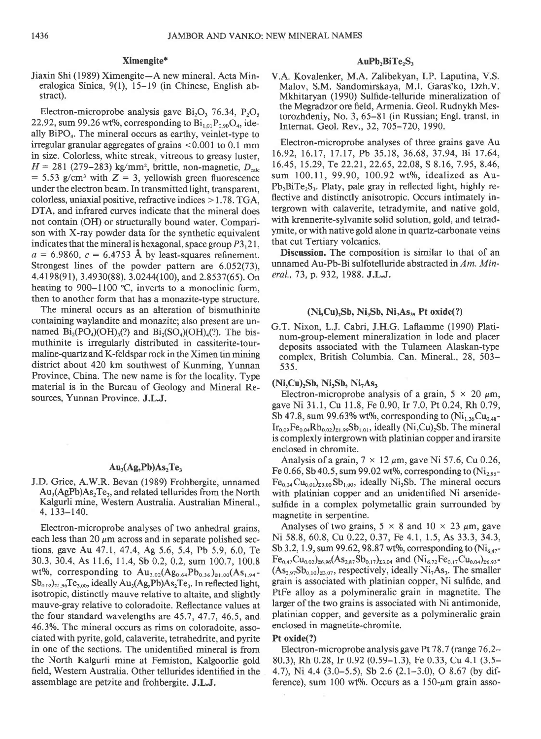## Ximengite*

Jiaxin Shi (1989) Ximengite—A new mineral. Acta Mineralogica Sinica, 9(1), 15–19 (in Chinese, English abstract).

Electron-microprobe analysis gave $Bi_2O_3$ 76.34, $P_2O_5$ 22.92, sum 99.26 wt%, corresponding to $Bi_{1.01}P_{0.90}O_4$, ideally $BiPO_4$. The mineral occurs as earthy, veinlet-type to irregular granular aggregates of grains <0.001 to 0.1 mm in size. Colorless, white streak, vitreous to greasy luster, $H$ = 281 (279–283) $kg/mm^2$, brittle, non-magnetic, $D_{calc}$ = 5.53 $g/cm^3$ with $Z$ = 3, yellowish green fluorescence under the electron beam. In transmitted light, transparent, colorless, uniaxial positive, refractive indices >1.78. TGA, DTA, and infrared curves indicate that the mineral does not contain (OH) or structurally bound water. Comparison with X-ray powder data for the synthetic equivalent indicates that the mineral is hexagonal, space group $P3_121$, $a$ = 6.9860, $c$ = 6.4753 Å by least-squares refinement. Strongest lines of the powder pattern are 6.052(73), 4.4198(91), 3.4930(88), 3.0244(100), and 2.8537(65). On heating to 900–1100 °C, inverts to a monoclinic form, then to another form that has a monazite-type structure.

The mineral occurs as an alteration of bismuthinite containing waylandite and monazite; also present are unnamed $Bi_2(PO_4)(OH)_3$(?) and $Bi_2(SO_4)(OH)_4$(?). The bismuthinite is irregularly distributed in cassiterite-tourmaline-quartz and K-feldspar rock in the Ximen tin mining district about 420 km southwest of Kunming, Yunnan Province, China. The new name is for the locality. Type material is in the Bureau of Geology and Mineral Resources, Yunnan Province. **J.L.J.**

## $Au_3(Ag,Pb)As_2Te_3$

J.D. Grice, A.W.R. Bevan (1989) Frohbergite, unnamed $Au_3(AgPb)As_2Te_3$, and related tellurides from the North Kalgurli mine, Western Australia. Australian Mineral., 4, 133–140.

Electron-microprobe analyses of two anhedral grains, each less than 20 μm across and in separate polished sections, gave Au 47.1, 47.4, Ag 5.6, 5.4, Pb 5.9, 6.0, Te 30.3, 30.4, As 11.6, 11.4, Sb 0.2, 0.2, sum 100.7, 100.8 wt%, corresponding to $Au_{3.02}(Ag_{0.64}Pb_{0.36})_{\Sigma 1.00}(As_{1.94}Sb_{0.02})_{\Sigma 1.96}Te_{3.00}$, ideally $Au_3(Ag,Pb)As_2Te_3$. In reflected light, isotropic, distinctly mauve relative to altaite, and slightly mauve-gray relative to coloradoite. Reflectance values at the four standard wavelengths are 45.7, 47.7, 46.5, and 46.3%. The mineral occurs as rims on coloradoite, associated with pyrite, gold, calaverite, tetrahedrite, and pyrite in one of the sections. The unidentified mineral is from the North Kalgurli mine at Femiston, Kalgoorlie gold field, Western Australia. Other tellurides identified in the assemblage are petzite and frohbergite. **J.L.J.**

## $AuPb_2BiTe_2S_3$

V.A. Kovalenker, M.A. Zalibekyan, I.P. Laputina, V.S. Malov, S.M. Sandomirskaya, M.I. Garas'ko, Dzh.V. Mkhitaryan (1990) Sulfide-telluride mineralization of the Megradzor ore field, Armenia. Geol. Rudnykh Mestorozhdeniy, No. 3, 65–81 (in Russian; Engl. transl. in Internat. Geol. Rev., 32, 705–720, 1990.

Electron-microprobe analyses of three grains gave Au 16.92, 16.17, 17.17, Pb 35.18, 36.68, 37.94, Bi 17.64, 16.45, 15.29, Te 22.21, 22.65, 22.08, S 8.16, 7.95, 8.46, sum 100.11, 99.90, 100.92 wt%, idealized as $AuPb_2BiTe_2S_3$. Platy, pale gray in reflected light, highly reflective and distinctly anisotropic. Occurs intimately intergrown with calaverite, tetradymite, and native gold, with krennerite-sylvanite solid solution, gold, and tetradymite, or with native gold alone in quartz-carbonate veins that cut Tertiary volcanics.

**Discussion.** The composition is similar to that of an unnamed Au-Pb-Bi sulfotelluride abstracted in *Am. Mineral.*, 73, p. 932, 1988. **J.L.J.**

## $(Ni,Cu)_2Sb$, $Ni_3Sb$, $Ni_7As_3$, Pt oxide(?)

G.T. Nixon, L.J. Cabri, J.H.G. Laflamme (1990) Platinum-group-element mineralization in lode and placer deposits associated with the Tulameen Alaskan-type complex, British Columbia. Can. Mineral., 28, 503–535.

### $(Ni,Cu)_2Sb$, $Ni_3Sb$, $Ni_7As_3$

Electron-microprobe analysis of a grain, 5 × 20 μm, gave Ni 31.1, Cu 11.8, Fe 0.90, Ir 7.0, Pt 0.24, Rh 0.79, Sb 47.8, sum 99.63 wt%, corresponding to $(Ni_{1.36}Cu_{0.48}Ir_{0.09}Fe_{0.04}Rh_{0.02})_{\Sigma 1.99}Sb_{1.01}$, ideally $(Ni,Cu)_2Sb$. The mineral is complexly intergrown with platinian copper and irarsite enclosed in chromite.

Analysis of a grain, 7 × 12 μm, gave Ni 57.6, Cu 0.26, Fe 0.66, Sb 40.5, sum 99.02 wt%, corresponding to $(Ni_{2.95}Fe_{0.04}Cu_{0.01})_{\Sigma 3.00}Sb_{1.00}$, ideally $Ni_3Sb$. The mineral occurs with platinian copper and an unidentified Ni arsenide-sulfide in a complex polymetallic grain surrounded by magnetite in serpentine.

Analyses of two grains, 5 × 8 and 10 × 23 μm, gave Ni 58.8, 60.8, Cu 0.22, 0.37, Fe 4.1, 1.5, As 33.3, 34.3, Sb 3.2, 1.9, sum 99.62, 98.87 wt%, corresponding to $(Ni_{6.47}Fe_{0.47}Cu_{0.02})_{\Sigma 6.96}(As_{2.87}Sb_{0.17})_{\Sigma 3.04}$ and $(Ni_{6.72}Fe_{0.17}Cu_{0.04})_{\Sigma 6.93}(As_{2.97}Sb_{0.10})_{\Sigma 3.07}$, respectively, ideally $Ni_7As_3$. The smaller grain is associated with platinian copper, Ni sulfide, and PtFe alloy as a polymineralic grain in magnetite. The larger of the two grains is associated with Ni antimonide, platinian copper, and geversite as a polymineralic grain enclosed in magnetite-chromite.

### Pt oxide(?)

Electron-microprobe analysis gave Pt 78.7 (range 76.2–80.3), Rh 0.28, Ir 0.92 (0.59–1.3), Fe 0.33, Cu 4.1 (3.5–4.7), Ni 4.4 (3.0–5.5), Sb 2.6 (2.1–3.0), O 8.67 (by difference), sum 100 wt%. Occurs as a 150-μm grain asso-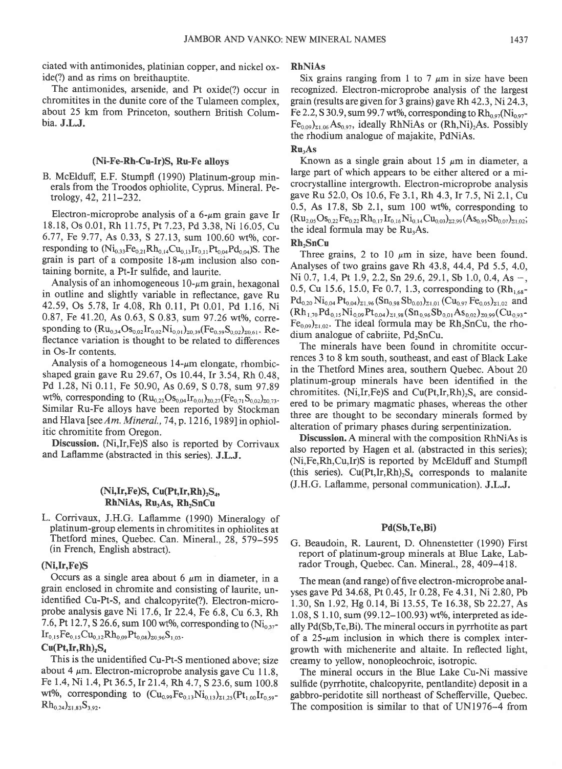ciated with antimonides, platinian copper, and nickel oxide(?) and as rims on breithauptite.

The antimonides, arsenide, and Pt oxide(?) occur in chromitites in the dunite core of the Tulameen complex, about 25 km from Princeton, southern British Columbia. **J.L.J.**

## (Ni-Fe-Rh-Cu-Ir)S, Ru-Fe alloys

B. McElduff, E.F. Stumpfl (1990) Platinum-group minerals from the Troodos ophiolite, Cyprus. Mineral. Petrology, 42, 211–232.

Electron-microprobe analysis of a 6-μm grain gave Ir 18.18, Os 0.01, Rh 11.75, Pt 7.23, Pd 3.38, Ni 16.05, Cu 6.77, Fe 9.77, As 0.33, S 27.13, sum 100.60 wt%, corresponding to $(Ni_{0.33}Fe_{0.21}Rh_{0.14}Cu_{0.13}Ir_{0.11}Pt_{0.04}Pd_{0.04})S$. The grain is part of a composite 18-μm inclusion also containing bornite, a Pt-Ir sulfide, and laurite.

Analysis of an inhomogeneous 10-μm grain, hexagonal in outline and slightly variable in reflectance, gave Ru 42.59, Os 5.78, Ir 4.08, Rh 0.11, Pt 0.01, Pd 1.16, Ni 0.87, Fe 41.20, As 0.63, S 0.83, sum 97.26 wt%, corresponding to $(Ru_{0.34}Os_{0.02}Ir_{0.02}Ni_{0.01})_{\Sigma 0.39}(Fe_{0.59}S_{0.02})_{\Sigma 0.61}$. Reflectance variation is thought to be related to differences in Os-Ir contents.

Analysis of a homogeneous 14-μm elongate, rhombic-shaped grain gave Ru 29.67, Os 10.44, Ir 3.54, Rh 0.48, Pd 1.28, Ni 0.11, Fe 50.90, As 0.69, S 0.78, sum 97.89 wt%, corresponding to $(Ru_{0.22}Os_{0.04}Ir_{0.01})_{\Sigma 0.27}(Fe_{0.71}S_{0.02})_{\Sigma 0.73}$. Similar Ru-Fe alloys have been reported by Stockman and Hlava [see *Am. Mineral.*, 74, p. 1216, 1989] in ophiolitic chromitite from Oregon.

**Discussion.** (Ni,Ir,Fe)S also is reported by Corrivaux and Laflamme (abstracted in this series). **J.L.J.**

## (Ni,Ir,Fe)S, $Cu(Pt,Ir,Rh)_2S_4$, RhNiAs, $Ru_3As$, $Rh_2SnCu$

L. Corrivaux, J.H.G. Laflamme (1990) Mineralogy of platinum-group elements in chromitites in ophiolites at Thetford mines, Quebec. Can. Mineral., 28, 579–595 (in French, English abstract).

### (Ni,Ir,Fe)S

Occurs as a single area about 6 μm in diameter, in a grain enclosed in chromite and consisting of laurite, unidentified Cu-Pt-S, and chalcopyrite(?). Electron-microprobe analysis gave Ni 17.6, Ir 22.4, Fe 6.8, Cu 6.3, Rh 7.6, Pt 12.7, S 26.6, sum 100 wt%, corresponding to $(Ni_{0.37}Ir_{0.15}Fe_{0.15}Cu_{0.12}Rh_{0.09}Pt_{0.08})_{\Sigma 0.96}S_{1.03}$.

### $Cu(Pt,Ir,Rh)_2S_4$

This is the unidentified Cu-Pt-S mentioned above; size about 4 μm. Electron-microprobe analysis gave Cu 11.8, Fe 1.4, Ni 1.4, Pt 36.5, Ir 21.4, Rh 4.7, S 23.6, sum 100.8 wt%, corresponding to $(Cu_{0.99}Fe_{0.13}Ni_{0.13})_{\Sigma 1.25}(Pt_{1.00}Ir_{0.59}Rh_{0.24})_{\Sigma 1.83}S_{3.92}$.

### RhNiAs

Six grains ranging from 1 to 7 μm in size have been recognized. Electron-microprobe analysis of the largest grain (results are given for 3 grains) gave Rh 42.3, Ni 24.3, Fe 2.2, S 30.9, sum 99.7 wt%, corresponding to $Rh_{0.97}(Ni_{0.97}Fe_{0.09})_{\Sigma 1.06}As_{0.97}$, ideally RhNiAs or $(Rh,Ni)_2As$. Possibly the rhodium analogue of majakite, PdNiAs.

### $Ru_3As$

Known as a single grain about 15 μm in diameter, a large part of which appears to be either altered or a microcrystalline intergrowth. Electron-microprobe analysis gave Ru 52.0, Os 10.6, Fe 3.1, Rh 4.3, Ir 7.5, Ni 2.1, Cu 0.5, As 17.8, Sb 2.1, sum 100 wt%, corresponding to $(Ru_{2.05}Os_{0.22}Fe_{0.22}Rh_{0.17}Ir_{0.16}Ni_{0.14}Cu_{0.03})_{\Sigma 2.99}(As_{0.95}Sb_{0.07})_{\Sigma 1.02}$; the ideal formula may be $Ru_3As$.

### $Rh_2SnCu$

Three grains, 2 to 10 μm in size, have been found. Analyses of two grains gave Rh 43.8, 44.4, Pd 5.5, 4.0, Ni 0.7, 1.4, Pt 1.9, 2.2, Sn 29.6, 29.1, Sb 1.0, 0.4, As –, 0.5, Cu 15.6, 15.0, Fe 0.7, 1.3, corresponding to $(Rh_{1.68}Pd_{0.20}Ni_{0.04}Pt_{0.04})_{\Sigma 1.96}(Sn_{0.98}Sb_{0.03})_{\Sigma 1.01}(Cu_{0.97}Fe_{0.05})_{\Sigma 1.02}$ and $(Rh_{1.70}Pd_{0.15}Ni_{0.09}Pt_{0.04})_{\Sigma 1.98}(Sn_{0.96}Sb_{0.01}As_{0.02})_{\Sigma 0.99}(Cu_{0.93}Fe_{0.09})_{\Sigma 1.02}$. The ideal formula may be $Rh_2SnCu$, the rhodium analogue of cabriite, $Pd_2SnCu$.

The minerals have been found in chromitite occurrences 3 to 8 km south, southeast, and east of Black Lake in the Thetford Mines area, southern Quebec. About 20 platinum-group minerals have been identified in the chromitites. (Ni,Ir,Fe)S and $Cu(Pt,Ir,Rh)_2S_4$ are considered to be primary magmatic phases, whereas the other three are thought to be secondary minerals formed by alteration of primary phases during serpentinization.

**Discussion.** A mineral with the composition RhNiAs is also reported by Hagen et al. (abstracted in this series); (Ni,Fe,Rh,Cu,Ir)S is reported by McElduff and Stumpfl (this series). $Cu(Pt,Ir,Rh)_2S_4$ corresponds to malanite (J.H.G. Laflamme, personal communication). **J.L.J.**

## Pd(Sb,Te,Bi)

G. Beaudoin, R. Laurent, D. Ohnenstetter (1990) First report of platinum-group minerals at Blue Lake, Labrador Trough, Quebec. Can. Mineral., 28, 409–418.

The mean (and range) of five electron-microprobe analyses gave Pd 34.68, Pt 0.45, Ir 0.28, Fe 4.31, Ni 2.80, Pb 1.30, Sn 1.92, Hg 0.14, Bi 13.55, Te 16.38, Sb 22.27, As 1.08, S 1.10, sum (99.12–100.93) wt%, interpreted as ideally Pd(Sb,Te,Bi). The mineral occurs in pyrrhotite as part of a 25-μm inclusion in which there is complex intergrowth with michenerite and altaite. In reflected light, creamy to yellow, nonpleochroic, isotropic.

The mineral occurs in the Blue Lake Cu-Ni massive sulfide (pyrrhotite, chalcopyrite, pentlandite) deposit in a gabbro-peridotite sill northeast of Schefferville, Quebec. The composition is similar to that of UN1976-4 from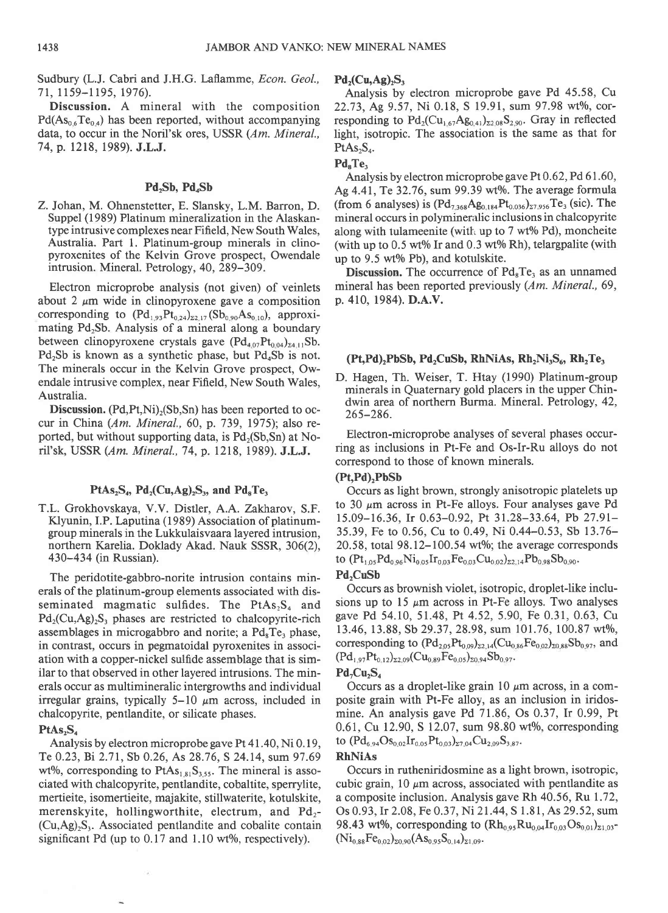Sudbury (L.J. Cabri and J.H.G. Laflamme, *Econ. Geol.*, 71, 1159–1195, 1976).

**Discussion.** A mineral with the composition $Pd(As_{0.6}Te_{0.4})$ has been reported, without accompanying data, to occur in the Noril'sk ores, USSR (*Am. Mineral.*, 74, p. 1218, 1989). **J.L.J.**

### $Pd_2Sb$, $Pd_4Sb$

Z. Johan, M. Ohnenstetter, E. Slansky, L.M. Barron, D. Suppel (1989) Platinum mineralization in the Alaskan-type intrusive complexes near Fifield, New South Wales, Australia. Part 1. Platinum-group minerals in clinopyroxenites of the Kelvin Grove prospect, Owendale intrusion. Mineral. Petrology, 40, 289–309.

Electron microprobe analysis (not given) of veinlets about 2 μm wide in clinopyroxene gave a composition corresponding to $(Pd_{1.93}Pt_{0.24})_{\Sigma 2.17}(Sb_{0.90}As_{0.10})$, approximating $Pd_2Sb$. Analysis of a mineral along a boundary between clinopyroxene crystals gave $(Pd_{4.07}Pt_{0.04})_{\Sigma 4.11}Sb$. $Pd_2Sb$ is known as a synthetic phase, but $Pd_4Sb$ is not. The minerals occur in the Kelvin Grove prospect, Owendale intrusive complex, near Fifield, New South Wales, Australia.

**Discussion.** $(Pd,Pt,Ni)_2(Sb,Sn)$ has been reported to occur in China (*Am. Mineral.*, 60, p. 739, 1975); also reported, but without supporting data, is $Pd_2(Sb,Sn)$ at Noril'sk, USSR (*Am. Mineral.*, 74, p. 1218, 1989). **J.L.J.**

### $PtAs_2S_4$, $Pd_2(Cu,Ag)_2S_3$, and $Pd_8Te_3$

T.L. Grokhovskaya, V.V. Distler, A.A. Zakharov, S.F. Klyunin, I.P. Laputina (1989) Association of platinum-group minerals in the Lukkulaisvaara layered intrusion, northern Karelia. Doklady Akad. Nauk SSSR, 306(2), 430–434 (in Russian).

The peridotite-gabbro-norite intrusion contains minerals of the platinum-group elements associated with disseminated magmatic sulfides. The $PtAs_2S_4$ and $Pd_2(Cu,Ag)_2S_3$ phases are restricted to chalcopyrite-rich assemblages in microgabbro and norite; a $Pd_8Te_3$ phase, in contrast, occurs in pegmatoidal pyroxenites in association with a copper-nickel sulfide assemblage that is similar to that observed in other layered intrusions. The minerals occur as multimineralic intergrowths and individual irregular grains, typically 5–10 μm across, included in chalcopyrite, pentlandite, or silicate phases.

**$PtAs_2S_4$**

Analysis by electron microprobe gave Pt 41.40, Ni 0.19, Te 0.23, Bi 2.71, Sb 0.26, As 28.76, S 24.14, sum 97.69 wt%, corresponding to $PtAs_{1.81}S_{3.55}$. The mineral is associated with chalcopyrite, pentlandite, cobaltite, sperrylite, mertieite, isomertieite, majakite, stillwaterite, kotulskite, merenskyite, hollingworthite, electrum, and $Pd_2(Cu,Ag)_2S_3$. Associated pentlandite and cobalite contain significant Pd (up to 0.17 and 1.10 wt%, respectively).

**$Pd_2(Cu,Ag)_2S_3$**

Analysis by electron microprobe gave Pd 45.58, Cu 22.73, Ag 9.57, Ni 0.18, S 19.91, sum 97.98 wt%, corresponding to $Pd_2(Cu_{1.67}Ag_{0.41})_{\Sigma 2.08}S_{2.90}$. Gray in reflected light, isotropic. The association is the same as that for $PtAs_2S_4$.

**$Pd_8Te_3$**

Analysis by electron microprobe gave Pt 0.62, Pd 61.60, Ag 4.41, Te 32.76, sum 99.39 wt%. The average formula (from 6 analyses) is $(Pd_{7.368}Ag_{0.184}Pt_{0.036})_{\Sigma 7.956}Te_3$ (sic). The mineral occurs in polymineralic inclusions in chalcopyrite along with tulameenite (with up to 7 wt% Pd), moncheite (with up to 0.5 wt% Ir and 0.3 wt% Rh), telargpalite (with up to 9.5 wt% Pb), and kotulskite.

**Discussion.** The occurrence of $Pd_8Te_3$ as an unnamed mineral has been reported previously (*Am. Mineral.*, 69, p. 410, 1984). **D.A.V.**

### $(Pt,Pd)_2PbSb$, $Pd_2CuSb$, $RhNiAs$, $Rh_2Ni_3S_6$, $Rh_2Te_3$

D. Hagen, Th. Weiser, T. Htay (1990) Platinum-group minerals in Quaternary gold placers in the upper Chindwin area of northern Burma. Mineral. Petrology, 42, 265–286.

Electron-microprobe analyses of several phases occurring as inclusions in Pt-Fe and Os-Ir-Ru alloys do not correspond to those of known minerals.

**$(Pt,Pd)_2PbSb$**

Occurs as light brown, strongly anisotropic platelets up to 30 μm across in Pt-Fe alloys. Four analyses gave Pd 15.09–16.36, Ir 0.63–0.92, Pt 31.28–33.64, Pb 27.91–35.39, Fe to 0.56, Cu to 0.49, Ni 0.44–0.53, Sb 13.76–20.58, total 98.12–100.54 wt%; the average corresponds to $(Pt_{1.05}Pd_{0.96}Ni_{0.05}Ir_{0.03}Fe_{0.03}Cu_{0.02})_{\Sigma 2.14}Pb_{0.98}Sb_{0.90}$.

**$Pd_2CuSb$**

Occurs as brownish violet, isotropic, droplet-like inclusions up to 15 μm across in Pt-Fe alloys. Two analyses gave Pd 54.10, 51.48, Pt 4.52, 5.90, Fe 0.31, 0.63, Cu 13.46, 13.88, Sb 29.37, 28.98, sum 101.76, 100.87 wt%, corresponding to $(Pd_{2.05}Pt_{0.09})_{\Sigma 2.14}(Cu_{0.86}Fe_{0.02})_{\Sigma 0.88}Sb_{0.97}$, and $(Pd_{1.97}Pt_{0.12})_{\Sigma 2.09}(Cu_{0.89}Fe_{0.05})_{\Sigma 0.94}Sb_{0.97}$.

**$Pd_7Cu_2S_4$**

Occurs as a droplet-like grain 10 μm across, in a composite grain with Pt-Fe alloy, as an inclusion in iridosmine. An analysis gave Pd 71.86, Os 0.37, Ir 0.99, Pt 0.61, Cu 12.90, S 12.07, sum 98.80 wt%, corresponding to $(Pd_{6.94}Os_{0.02}Ir_{0.05}Pt_{0.03})_{\Sigma 7.04}Cu_{2.09}S_{3.87}$.

**RhNiAs**

Occurs in rutheniridosmine as a light brown, isotropic, cubic grain, 10 μm across, associated with pentlandite as a composite inclusion. Analysis gave Rh 40.56, Ru 1.72, Os 0.93, Ir 2.08, Fe 0.37, Ni 21.44, S 1.81, As 29.52, sum 98.43 wt%, corresponding to $(Rh_{0.95}Ru_{0.04}Ir_{0.03}Os_{0.01})_{\Sigma 1.03}(Ni_{0.88}Fe_{0.02})_{\Sigma 0.90}(As_{0.95}S_{0.14})_{\Sigma 1.09}$.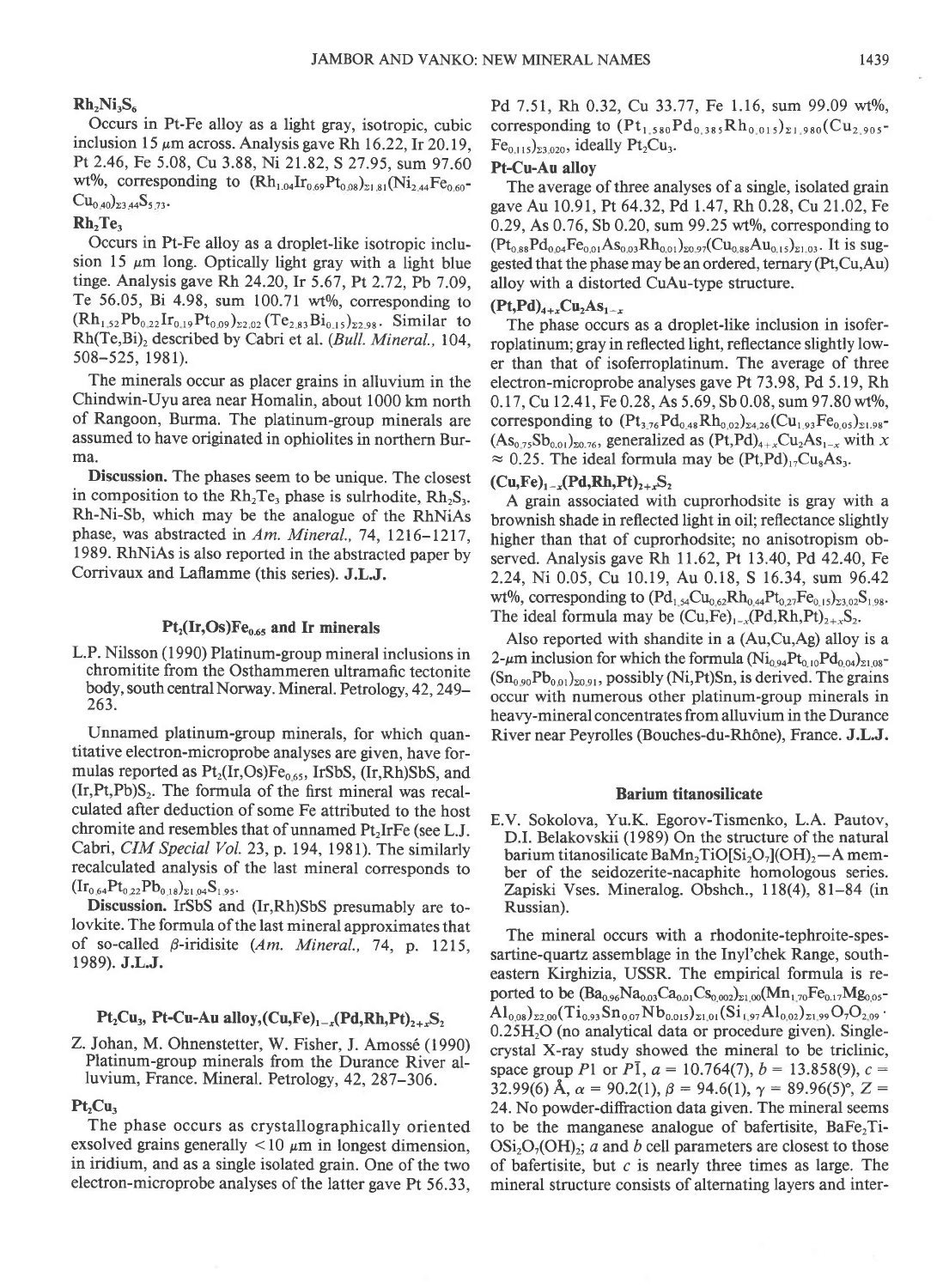### $Rh_2Ni_3S_6$

Occurs in Pt-Fe alloy as a light gray, isotropic, cubic inclusion 15 μm across. Analysis gave Rh 16.22, Ir 20.19, Pt 2.46, Fe 5.08, Cu 3.88, Ni 21.82, S 27.95, sum 97.60 wt%, corresponding to $(Rh_{1.04}Ir_{0.69}Pt_{0.08})_{\Sigma 1.81}(Ni_{2.44}Fe_{0.60}Cu_{0.40})_{\Sigma 3.44}S_{5.73}$.

### $Rh_2Te_3$

Occurs in Pt-Fe alloy as a droplet-like isotropic inclusion 15 μm long. Optically light gray with a light blue tinge. Analysis gave Rh 24.20, Ir 5.67, Pt 2.72, Pb 7.09, Te 56.05, Bi 4.98, sum 100.71 wt%, corresponding to $(Rh_{1.52}Pb_{0.22}Ir_{0.19}Pt_{0.09})_{\Sigma 2.02}(Te_{2.83}Bi_{0.15})_{\Sigma 2.98}$. Similar to $Rh(Te,Bi)_2$ described by Cabri et al. (*Bull. Mineral.*, 104, 508–525, 1981).

The minerals occur as placer grains in alluvium in the Chindwin-Uyu area near Homalin, about 1000 km north of Rangoon, Burma. The platinum-group minerals are assumed to have originated in ophiolites in northern Burma.

**Discussion.** The phases seem to be unique. The closest in composition to the $Rh_2Te_3$ phase is sulrhodite, $Rh_2S_3$. Rh-Ni-Sb, which may be the analogue of the RhNiAs phase, was abstracted in *Am. Mineral.*, 74, 1216–1217, 1989. RhNiAs is also reported in the abstracted paper by Corrivaux and Laflamme (this series). **J.L.J.**

## $Pt_2(Ir,Os)Fe_{0.65}$ and Ir minerals

L.P. Nilsson (1990) Platinum-group mineral inclusions in chromitite from the Osthammeren ultramafic tectonite body, south central Norway. Mineral. Petrology, 42, 249–263.

Unnamed platinum-group minerals, for which quantitative electron-microprobe analyses are given, have formulas reported as $Pt_2(Ir,Os)Fe_{0.65}$, IrSbS, (Ir,Rh)SbS, and $(Ir,Pt,Pb)S_2$. The formula of the first mineral was recalculated after deduction of some Fe attributed to the host chromite and resembles that of unnamed $Pt_2IrFe$ (see L.J. Cabri, *CIM Special Vol.* 23, p. 194, 1981). The similarly recalculated analysis of the last mineral corresponds to $(Ir_{0.64}Pt_{0.22}Pb_{0.18})_{\Sigma 1.04}S_{1.95}$.

**Discussion.** IrSbS and (Ir,Rh)SbS presumably are tolovkite. The formula of the last mineral approximates that of so-called β-iridisite (*Am. Mineral.*, 74, p. 1215, 1989). **J.L.J.**

## $Pt_2Cu_3$, Pt-Cu-Au alloy, $(Cu,Fe)_{1-x}(Pd,Rh,Pt)_{2+x}S_2$

Z. Johan, M. Ohnenstetter, W. Fisher, J. Amossé (1990) Platinum-group minerals from the Durance River alluvium, France. Mineral. Petrology, 42, 287–306.

### $Pt_2Cu_3$

The phase occurs as crystallographically oriented exsolved grains generally <10 μm in longest dimension, in iridium, and as a single isolated grain. One of the two electron-microprobe analyses of the latter gave Pt 56.33, Pd 7.51, Rh 0.32, Cu 33.77, Fe 1.16, sum 99.09 wt%, corresponding to $(Pt_{1.580}Pd_{0.385}Rh_{0.015})_{\Sigma 1.980}(Cu_{2.905}Fe_{0.115})_{\Sigma 3.020}$, ideally $Pt_2Cu_3$.

### Pt-Cu-Au alloy

The average of three analyses of a single, isolated grain gave Au 10.91, Pt 64.32, Pd 1.47, Rh 0.28, Cu 21.02, Fe 0.29, As 0.76, Sb 0.20, sum 99.25 wt%, corresponding to $(Pt_{0.88}Pd_{0.04}Fe_{0.01}As_{0.03}Rh_{0.01})_{\Sigma 0.97}(Cu_{0.88}Au_{0.15})_{\Sigma 1.03}$. It is suggested that the phase may be an ordered, ternary (Pt,Cu,Au) alloy with a distorted CuAu-type structure.

### $(Pt,Pd)_{4+x}Cu_2As_{1-x}$

The phase occurs as a droplet-like inclusion in isoferroplatinum; gray in reflected light, reflectance slightly lower than that of isoferroplatinum. The average of three electron-microprobe analyses gave Pt 73.98, Pd 5.19, Rh 0.17, Cu 12.41, Fe 0.28, As 5.69, Sb 0.08, sum 97.80 wt%, corresponding to $(Pt_{3.76}Pd_{0.48}Rh_{0.02})_{\Sigma 4.26}(Cu_{1.93}Fe_{0.05})_{\Sigma 1.98}(As_{0.75}Sb_{0.01})_{\Sigma 0.76}$, generalized as $(Pt,Pd)_{4+x}Cu_2As_{1-x}$ with $x \approx 0.25$. The ideal formula may be $(Pt,Pd)_{17}Cu_8As_3$.

### $(Cu,Fe)_{1-x}(Pd,Rh,Pt)_{2+x}S_2$

A grain associated with cuprorhodsite is gray with a brownish shade in reflected light in oil; reflectance slightly higher than that of cuprorhodsite; no anisotropism observed. Analysis gave Rh 11.62, Pt 13.40, Pd 42.40, Fe 2.24, Ni 0.05, Cu 10.19, Au 0.18, S 16.34, sum 96.42 wt%, corresponding to $(Pd_{1.54}Cu_{0.62}Rh_{0.44}Pt_{0.27}Fe_{0.15})_{\Sigma 3.02}S_{1.98}$. The ideal formula may be $(Cu,Fe)_{1-x}(Pd,Rh,Pt)_{2+x}S_2$.

Also reported with shandite in a (Au,Cu,Ag) alloy is a 2-μm inclusion for which the formula $(Ni_{0.94}Pt_{0.10}Pd_{0.04})_{\Sigma 1.08}(Sn_{0.90}Pb_{0.01})_{\Sigma 0.91}$, possibly (Ni,Pt)Sn, is derived. The grains occur with numerous other platinum-group minerals in heavy-mineral concentrates from alluvium in the Durance River near Peyrolles (Bouches-du-Rhône), France. **J.L.J.**

## Barium titanosilicate

E.V. Sokolova, Yu.K. Egorov-Tismenko, L.A. Pautov, D.I. Belakovskii (1989) On the structure of the natural barium titanosilicate $BaMn_2TiO[Si_2O_7](OH)_2$—A member of the seidozerite-nacaphite homologous series. Zapiski Vses. Mineralog. Obshch., 118(4), 81–84 (in Russian).

The mineral occurs with a rhodonite-tephroite-spessartine-quartz assemblage in the Inyl'chek Range, southeastern Kirghizia, USSR. The empirical formula is reported to be $(Ba_{0.96}Na_{0.03}Ca_{0.01}Cs_{0.002})_{\Sigma 1.00}(Mn_{1.70}Fe_{0.17}Mg_{0.05}Al_{0.08})_{\Sigma 2.00}(Ti_{0.93}Sn_{0.07}Nb_{0.015})_{\Sigma 1.01}(Si_{1.97}Al_{0.02})_{\Sigma 1.99}O_7O_{2.09}\cdot 0.25H_2O$ (no analytical data or procedure given). Single-crystal X-ray study showed the mineral to be triclinic, space group $P1$ or $P\bar{1}$, $a$ = 10.764(7), $b$ = 13.858(9), $c$ = 32.99(6) Å, $\alpha$ = 90.2(1), $\beta$ = 94.6(1), $\gamma$ = 89.96(5)°, $Z$ = 24. No powder-diffraction data given. The mineral seems to be the manganese analogue of bafertisite, $BaFe_2TiOSi_2O_7(OH)_2$; $a$ and $b$ cell parameters are closest to those of bafertisite, but $c$ is nearly three times as large. The mineral structure consists of alternating layers and inter-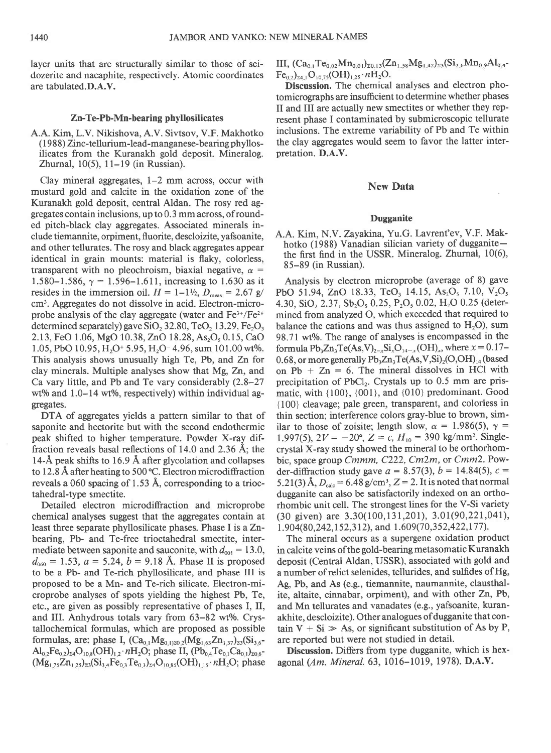layer units that are structurally similar to those of seidozerite and nacaphite, respectively. Atomic coordinates are tabulated. **D.A.V.**

### Zn-Te-Pb-Mn-bearing phyllosilicates

A.A. Kim, L.V. Nikishova, A.V. Sivtsov, V.F. Makhotko (1988) Zinc-tellurium-lead-manganese-bearing phyllosilicates from the Kuranakh gold deposit. Mineralog. Zhurnal, 10(5), 11–19 (in Russian).

Clay mineral aggregates, 1–2 mm across, occur with mustard gold and calcite in the oxidation zone of the Kuranakh gold deposit, central Aldan. The rosy red aggregates contain inclusions, up to 0.3 mm across, of rounded pitch-black clay aggregates. Associated minerals include tiemannite, orpiment, fluorite, descloizite, yafsoanite, and other tellurates. The rosy and black aggregates appear identical in grain mounts: material is flaky, colorless, transparent with no pleochroism, biaxial negative, $\alpha$ = 1.580–1.586, $\gamma$ = 1.596–1.611, increasing to 1.630 as it resides in the immersion oil. $H$ = 1–1½, $D_{meas}$ = 2.67 g/cm³. Aggregates do not dissolve in acid. Electron-microprobe analysis of the clay aggregate (water and $Fe^{3+}$/$Fe^{2+}$ determined separately) gave $SiO_2$ 32.80, $TeO_2$ 13.29, $Fe_2O_3$ 2.13, FeO 1.06, MgO 10.38, ZnO 18.28, $As_2O_5$ 0.15, CaO 1.05, PbO 10.95, $H_2O^+$ 5.95, $H_2O^-$ 4.96, sum 101.00 wt%. This analysis shows unusually high Te, Pb, and Zn for clay minerals. Multiple analyses show that Mg, Zn, and Ca vary little, and Pb and Te vary considerably (2.8–27 wt% and 1.0–14 wt%, respectively) within individual aggregates.

DTA of aggregates yields a pattern similar to that of saponite and hectorite but with the second endothermic peak shifted to higher temperature. Powder X-ray diffraction reveals basal reflections of 14.0 and 2.36 Å; the 14-Å peak shifts to 16.9 Å after glycolation and collapses to 12.8 Å after heating to 500 °C. Electron microdiffraction reveals a 060 spacing of 1.53 Å, corresponding to a trioctahedral-type smectite.

Detailed electron microdiffraction and microprobe chemical analyses suggest that the aggregates contain at least three separate phyllosilicate phases. Phase I is a Zn-bearing, Pb- and Te-free trioctahedral smectite, intermediate between saponite and sauconite, with $d_{001}$ = 13.0, $d_{060}$ = 1.53, $a$ = 5.24, $b$ = 9.18 Å. Phase II is proposed to be a Pb- and Te-rich phyllosilicate, and phase III is proposed to be a Mn- and Te-rich silicate. Electron-microprobe analyses of spots yielding the highest Pb, Te, etc., are given as possibly representative of phases I, II, and III. Anhydrous totals vary from 63–82 wt%. Crystallochemical formulas, which are proposed as possible formulas, are: phase I, $(Ca_{0.1}Mg_{0.1})_{\Sigma 0.2}(Mg_{1.63}Zn_{1.37})_{\Sigma 3}(Si_{3.6}Al_{0.2}Fe_{0.2})_{\Sigma 4}O_{10.8}(OH)_{1.2}\cdot nH_2O$; phase II, $(Pb_{0.4}Te_{0.1}Ca_{0.1})_{\Sigma 0.6}(Mg_{1.75}Zn_{1.25})_{\Sigma 3}(Si_{3.4}Fe_{0.3}Te_{0.3})_{\Sigma 4}O_{10.85}(OH)_{1.15}\cdot nH_2O$; phase III, $(Ca_{0.1}Te_{0.02}Mn_{0.01})_{\Sigma 0.13}(Zn_{1.58}Mg_{1.42})_{\Sigma 3}(Si_{2.6}Mn_{0.9}Al_{0.4}Fe_{0.2})_{\Sigma 4.1}O_{10.75}(OH)_{1.25}\cdot nH_2O$.

**Discussion.** The chemical analyses and electron photomicrographs are insufficient to determine whether phases II and III are actually new smectites or whether they represent phase I contaminated by submicroscopic tellurate inclusions. The extreme variability of Pb and Te within the clay aggregates would seem to favor the latter interpretation. **D.A.V.**

## New Data

### Dugganite

A.A. Kim, N.V. Zayakina, Yu.G. Lavrent'ev, V.F. Makhotko (1988) Vanadian silician variety of dugganite—the first find in the USSR. Mineralog. Zhurnal, 10(6), 85–89 (in Russian).

Analysis by electron microprobe (average of 8) gave PbO 51.94, ZnO 18.33, $TeO_3$ 14.15, $As_2O_5$ 7.10, $V_2O_5$ 4.30, $SiO_2$ 2.37, $Sb_2O_5$ 0.25, $P_2O_5$ 0.02, $H_2O$ 0.25 (determined from analyzed O, which exceeded that required to balance the cations and was thus assigned to $H_2O$), sum 98.71 wt%. The range of analyses is encompassed in the formula $Pb_3Zn_3Te(As,V)_{2-x}Si_xO_{14-x}(OH)_x$, where $x$ = 0.17–0.68, or more generally $Pb_3Zn_3Te(As,V,Si)_2(O,OH)_{14}$ (based on Pb + Zn = 6. The mineral dissolves in HCl with precipitation of $PbCl_2$. Crystals up to 0.5 mm are prismatic, with {100}, {001}, and {010} predominant. Good {100} cleavage; pale green, transparent, and colorless in thin section; interference colors gray-blue to brown, similar to those of zoisite; length slow, $\alpha$ = 1.986(5), $\gamma$ = 1.997(5), $2V$ = −20°, $Z$ = $c$, $H_{10}$ = 390 kg/mm². Single-crystal X-ray study showed the mineral to be orthorhombic, space group *Cmmm*, *C*222, *Cm*2*m*, or *Cmm*2. Powder-diffraction study gave $a$ = 8.57(3), $b$ = 14.84(5), $c$ = 5.21(3) Å, $D_{calc}$ = 6.48 g/cm³, $Z$ = 2. It is noted that normal dugganite can also be satisfactorily indexed on an orthorhombic unit cell. The strongest lines for the V-Si variety (30 given) are 3.30(100,131,201), 3.01(90,221,041), 1.904(80,242,152,312), and 1.609(70,352,422,177).

The mineral occurs as a supergene oxidation product in calcite veins of the gold-bearing metasomatic Kuranakh deposit (Central Aldan, USSR), associated with gold and a number of relict selenides, tellurides, and sulfides of Hg, Ag, Pb, and As (e.g., tiemannite, naumannite, clausthalite, altaite, cinnabar, orpiment), and with other Zn, Pb, and Mn tellurates and vanadates (e.g., yafsoanite, kuranakhite, descloizite). Other analogues of dugganite that contain V + Si ≫ As, or significant substitution of As by P, are reported but were not studied in detail.

**Discussion.** Differs from type dugganite, which is hexagonal (*Am. Mineral.* 63, 1016–1019, 1978). **D.A.V.**